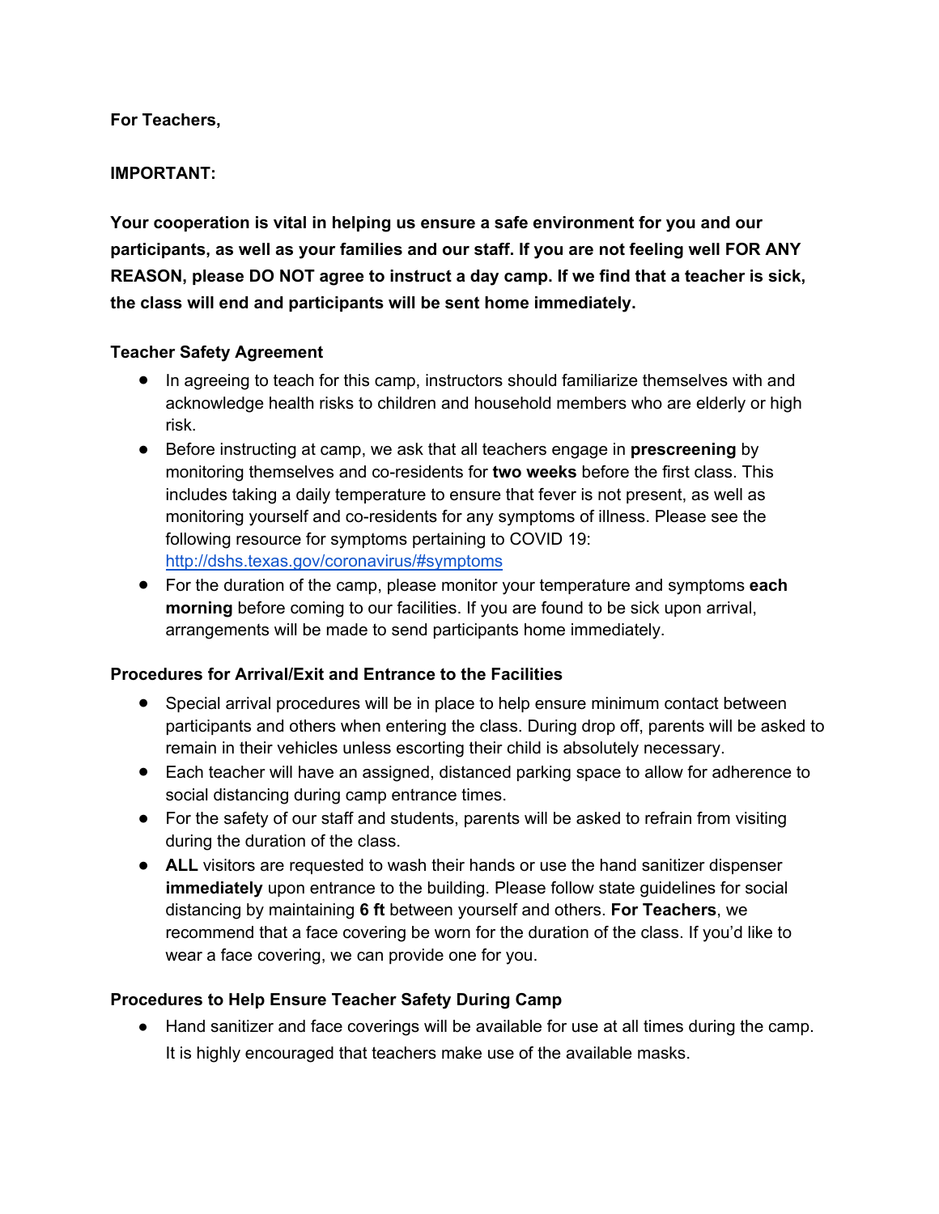**For Teachers,**

**IMPORTANT:**

**Your cooperation is vital in helping us ensure a safe environment for you and our participants, as well as your families and our staff. If you are not feeling well FOR ANY REASON, please DO NOT agree to instruct a day camp. If we find that a teacher is sick, the class will end and participants will be sent home immediately.**

**Teacher Safety Agreement**

- In agreeing to teach for this camp, instructors should familiarize themselves with and acknowledge health risks to children and household members who are elderly or high risk.
- Before instructing at camp, we ask that all teachers engage in **prescreening** by monitoring themselves and co-residents for **two weeks** before the first class. This includes taking a daily temperature to ensure that fever is not present, as well as monitoring yourself and co-residents for any symptoms of illness. Please see the following resource for symptoms pertaining to COVID 19: [http://dshs.texas.gov/coronavirus/#symptoms](http://dshs.texas.gov/coronavirus/#symptoms)
- For the duration of the camp, please monitor your temperature and symptoms **each morning** before coming to our facilities. If you are found to be sick upon arrival, arrangements will be made to send participants home immediately.

**Procedures for Arrival/Exit and Entrance to the Facilities**

- Special arrival procedures will be in place to help ensure minimum contact between participants and others when entering the class. During drop off, parents will be asked to remain in their vehicles unless escorting their child is absolutely necessary.
- Each teacher will have an assigned, distanced parking space to allow for adherence to social distancing during camp entrance times.
- For the safety of our staff and students, parents will be asked to refrain from visiting during the duration of the class.
- **ALL** visitors are requested to wash their hands or use the hand sanitizer dispenser **immediately** upon entrance to the building. Please follow state guidelines for social distancing by maintaining **6 ft** between yourself and others. **For Teachers**, we recommend that a face covering be worn for the duration of the class. If you'd like to wear a face covering, we can provide one for you.

**Procedures to Help Ensure Teacher Safety During Camp**

- Hand sanitizer and face coverings will be available for use at all times during the camp. It is highly encouraged that teachers make use of the available masks.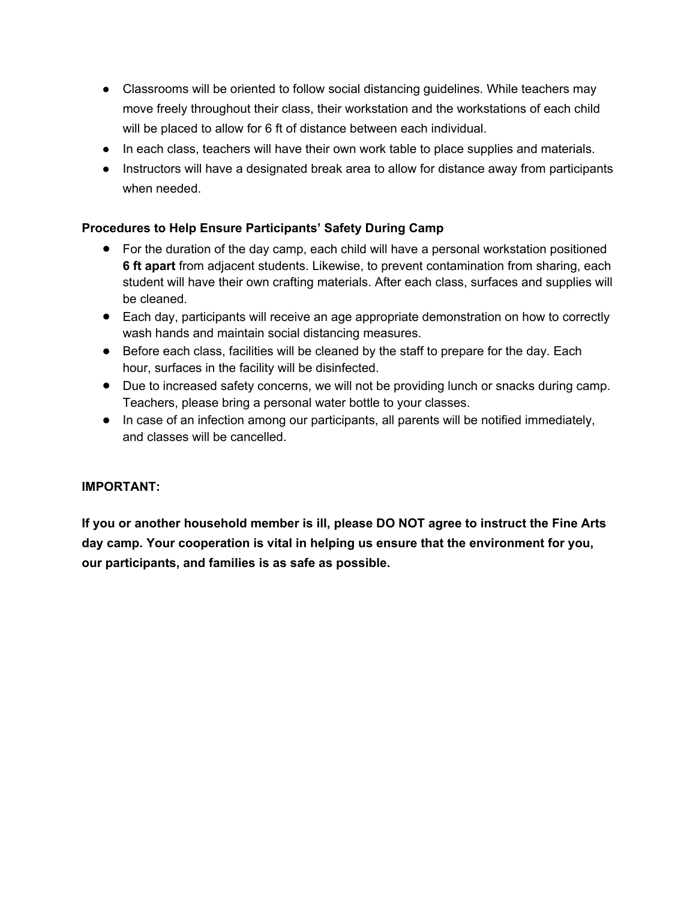- Classrooms will be oriented to follow social distancing guidelines. While teachers may move freely throughout their class, their workstation and the workstations of each child will be placed to allow for 6 ft of distance between each individual.
- In each class, teachers will have their own work table to place supplies and materials.
- Instructors will have a designated break area to allow for distance away from participants when needed.

**Procedures to Help Ensure Participants' Safety During Camp**

- For the duration of the day camp, each child will have a personal workstation positioned **6 ft apart** from adjacent students. Likewise, to prevent contamination from sharing, each student will have their own crafting materials. After each class, surfaces and supplies will be cleaned.
- Each day, participants will receive an age appropriate demonstration on how to correctly wash hands and maintain social distancing measures.
- Before each class, facilities will be cleaned by the staff to prepare for the day. Each hour, surfaces in the facility will be disinfected.
- Due to increased safety concerns, we will not be providing lunch or snacks during camp. Teachers, please bring a personal water bottle to your classes.
- In case of an infection among our participants, all parents will be notified immediately, and classes will be cancelled.

**IMPORTANT:**

**If you or another household member is ill, please DO NOT agree to instruct the Fine Arts day camp. Your cooperation is vital in helping us ensure that the environment for you, our participants, and families is as safe as possible.**